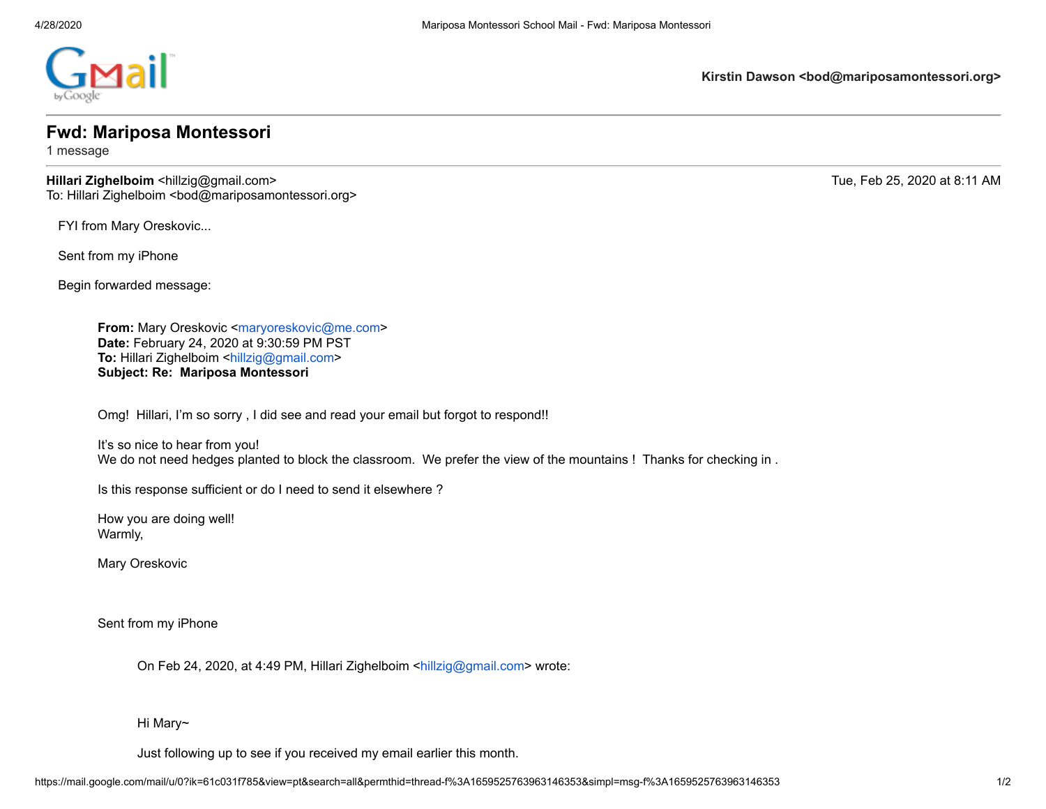**Kirstin Dawson <bod@mariposamontessori.org>**

# Fwd: Mariposa Montessori

1 message

**Hillari Zighelboim** <hillzig@gmail.com> Tue, Feb 25, 2020 at 8:11 AM
To: Hillari Zighelboim <bod@mariposamontessori.org>

FYI from Mary Oreskovic...

Sent from my iPhone

Begin forwarded message:

> **From:** Mary Oreskovic <maryoreskovic@me.com>
> **Date:** February 24, 2020 at 9:30:59 PM PST
> **To:** Hillari Zighelboim <hillzig@gmail.com>
> **Subject: Re: Mariposa Montessori**
>
> Omg! Hillari, I'm so sorry , I did see and read your email but forgot to respond!!
>
> It's so nice to hear from you!
> We do not need hedges planted to block the classroom. We prefer the view of the mountains ! Thanks for checking in .
>
> Is this response sufficient or do I need to send it elsewhere ?
>
> How you are doing well!
> Warmly,
>
> Mary Oreskovic
>
> Sent from my iPhone
>
> > On Feb 24, 2020, at 4:49 PM, Hillari Zighelboim <hillzig@gmail.com> wrote:
> >
> > Hi Mary~
> >
> > Just following up to see if you received my email earlier this month.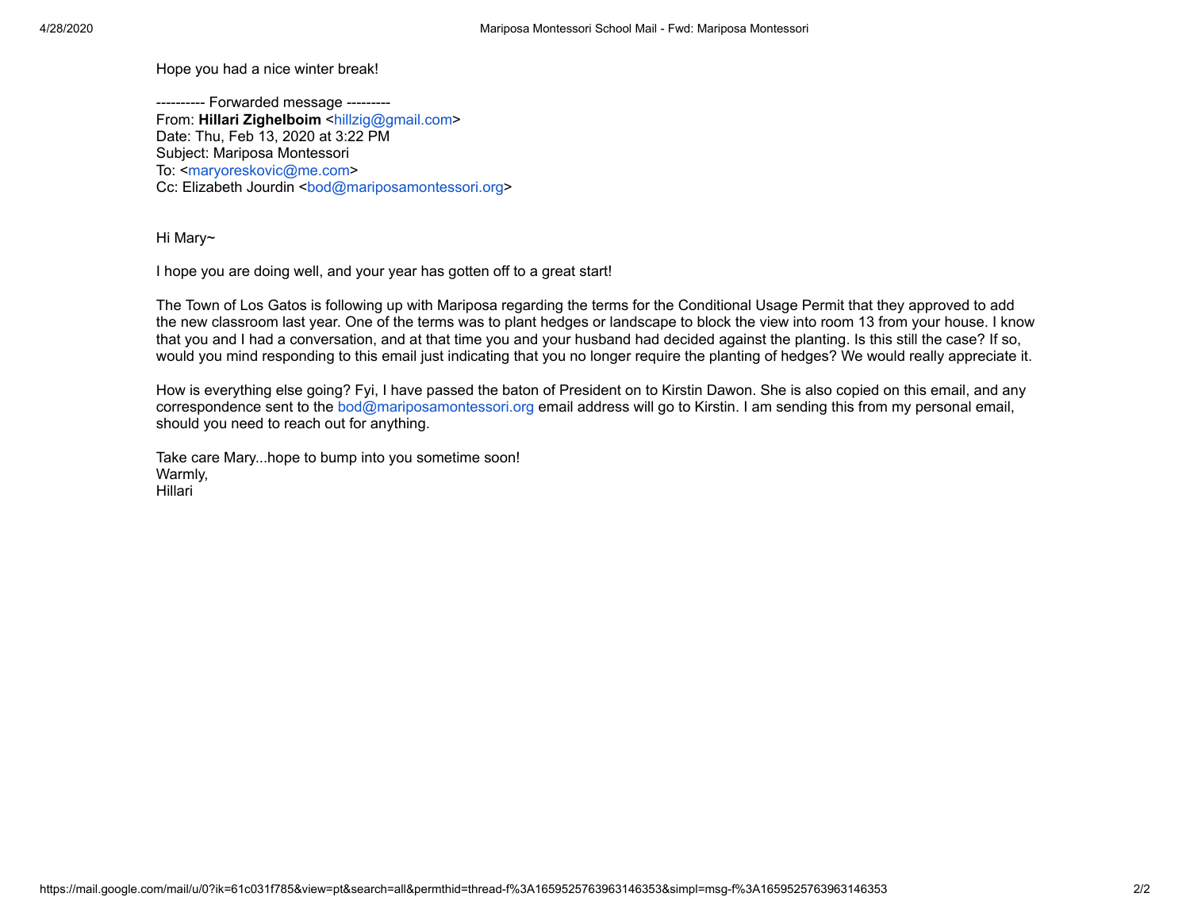Hope you had a nice winter break!

---------- Forwarded message ---------
From: **Hillari Zighelboim** <hillzig@gmail.com>
Date: Thu, Feb 13, 2020 at 3:22 PM
Subject: Mariposa Montessori
To: <maryoreskovic@me.com>
Cc: Elizabeth Jourdin <bod@mariposamontessori.org>

Hi Mary~

I hope you are doing well, and your year has gotten off to a great start!

The Town of Los Gatos is following up with Mariposa regarding the terms for the Conditional Usage Permit that they approved to add the new classroom last year. One of the terms was to plant hedges or landscape to block the view into room 13 from your house. I know that you and I had a conversation, and at that time you and your husband had decided against the planting. Is this still the case? If so, would you mind responding to this email just indicating that you no longer require the planting of hedges? We would really appreciate it.

How is everything else going? Fyi, I have passed the baton of President on to Kirstin Dawon. She is also copied on this email, and any correspondence sent to the bod@mariposamontessori.org email address will go to Kirstin. I am sending this from my personal email, should you need to reach out for anything.

Take care Mary...hope to bump into you sometime soon!
Warmly,
Hillari